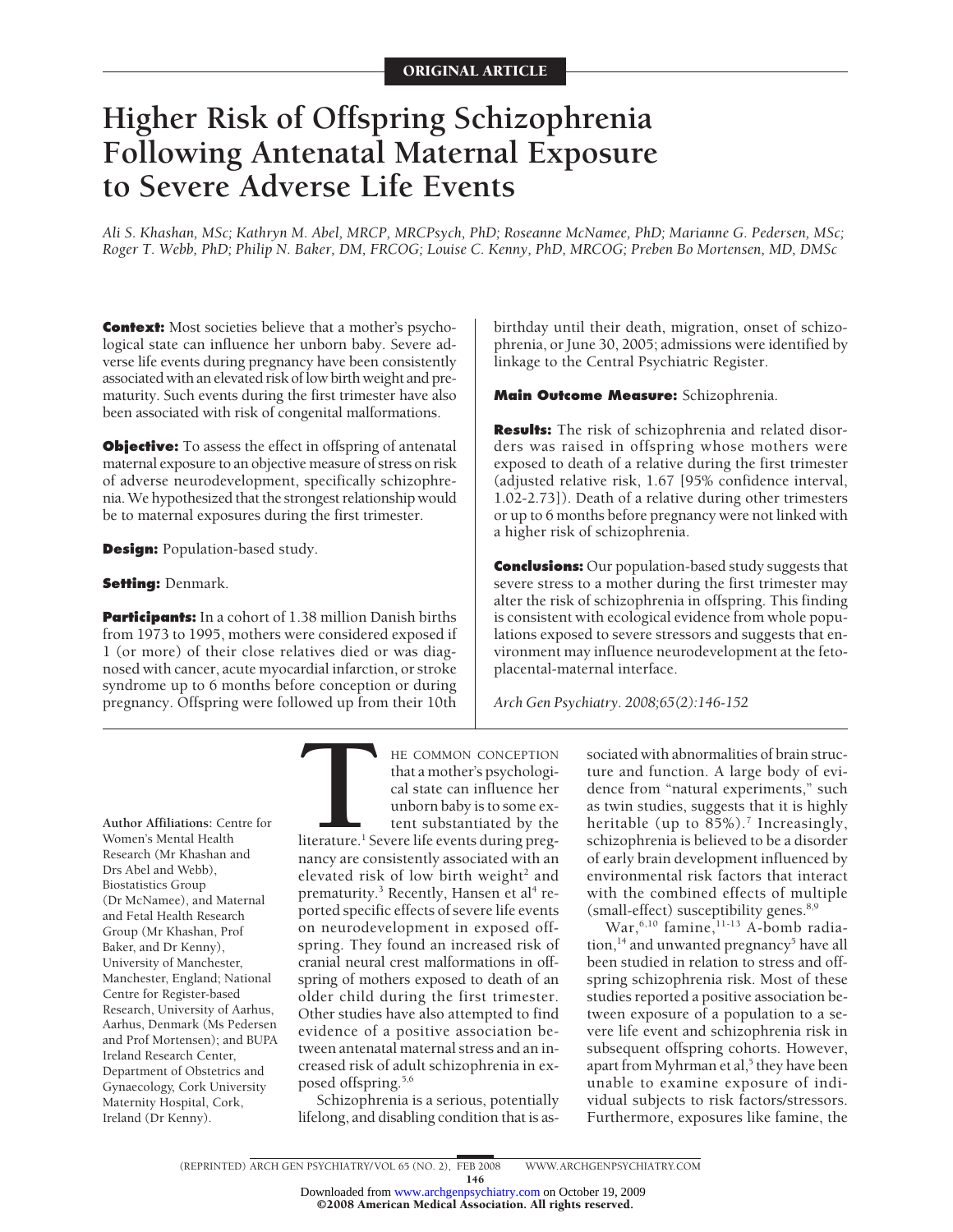ORIGINAL ARTICLE

# Higher Risk of Offspring Schizophrenia Following Antenatal Maternal Exposure to Severe Adverse Life Events

*Ali S. Khashan, MSc; Kathryn M. Abel, MRCP, MRCPsych, PhD; Roseanne McNamee, PhD; Marianne G. Pedersen, MSc; Roger T. Webb, PhD; Philip N. Baker, DM, FRCOG; Louise C. Kenny, PhD, MRCOG; Preben Bo Mortensen, MD, DMSc*

**Context:** Most societies believe that a mother's psychological state can influence her unborn baby. Severe adverse life events during pregnancy have been consistently associated with an elevated risk of low birth weight and prematurity. Such events during the first trimester have also been associated with risk of congenital malformations.

**Objective:** To assess the effect in offspring of antenatal maternal exposure to an objective measure of stress on risk of adverse neurodevelopment, specifically schizophrenia. We hypothesized that the strongest relationship would be to maternal exposures during the first trimester.

**Design:** Population-based study.

**Setting:** Denmark.

**Participants:** In a cohort of 1.38 million Danish births from 1973 to 1995, mothers were considered exposed if 1 (or more) of their close relatives died or was diagnosed with cancer, acute myocardial infarction, or stroke syndrome up to 6 months before conception or during pregnancy. Offspring were followed up from their 10th birthday until their death, migration, onset of schizophrenia, or June 30, 2005; admissions were identified by linkage to the Central Psychiatric Register.

**Main Outcome Measure:** Schizophrenia.

**Results:** The risk of schizophrenia and related disorders was raised in offspring whose mothers were exposed to death of a relative during the first trimester (adjusted relative risk, 1.67 [95% confidence interval, 1.02-2.73]). Death of a relative during other trimesters or up to 6 months before pregnancy were not linked with a higher risk of schizophrenia.

**Conclusions:** Our population-based study suggests that severe stress to a mother during the first trimester may alter the risk of schizophrenia in offspring. This finding is consistent with ecological evidence from whole populations exposed to severe stressors and suggests that environment may influence neurodevelopment at the fetoplacental-maternal interface.

*Arch Gen Psychiatry. 2008;65(2):146-152*

Author Affiliations: Centre for Women's Mental Health Research (Mr Khashan and Drs Abel and Webb), Biostatistics Group (Dr McNamee), and Maternal and Fetal Health Research Group (Mr Khashan, Prof Baker, and Dr Kenny), University of Manchester, Manchester, England; National Centre for Register-based Research, University of Aarhus, Aarhus, Denmark (Ms Pedersen and Prof Mortensen); and BUPA Ireland Research Center, Department of Obstetrics and Gynaecology, Cork University Maternity Hospital, Cork, Ireland (Dr Kenny).

THE COMMON CONCEPTION that a mother's psychological state can influence her unborn baby is to some extent substantiated by the literature.[1] Severe life events during pregnancy are consistently associated with an elevated risk of low birth weight[2] and prematurity.[3] Recently, Hansen et al[4] reported specific effects of severe life events on neurodevelopment in exposed offspring. They found an increased risk of cranial neural crest malformations in offspring of mothers exposed to death of an older child during the first trimester. Other studies have also attempted to find evidence of a positive association between antenatal maternal stress and an increased risk of adult schizophrenia in exposed offspring.[5,6]

Schizophrenia is a serious, potentially lifelong, and disabling condition that is associated with abnormalities of brain structure and function. A large body of evidence from "natural experiments," such as twin studies, suggests that it is highly heritable (up to 85%).[7] Increasingly, schizophrenia is believed to be a disorder of early brain development influenced by environmental risk factors that interact with the combined effects of multiple (small-effect) susceptibility genes.[8,9]

War,[6,10] famine,[11-13] A-bomb radiation,[14] and unwanted pregnancy[5] have all been studied in relation to stress and offspring schizophrenia risk. Most of these studies reported a positive association between exposure of a population to a severe life event and schizophrenia risk in subsequent offspring cohorts. However, apart from Myhrman et al,[5] they have been unable to examine exposure of individual subjects to risk factors/stressors. Furthermore, exposures like famine, the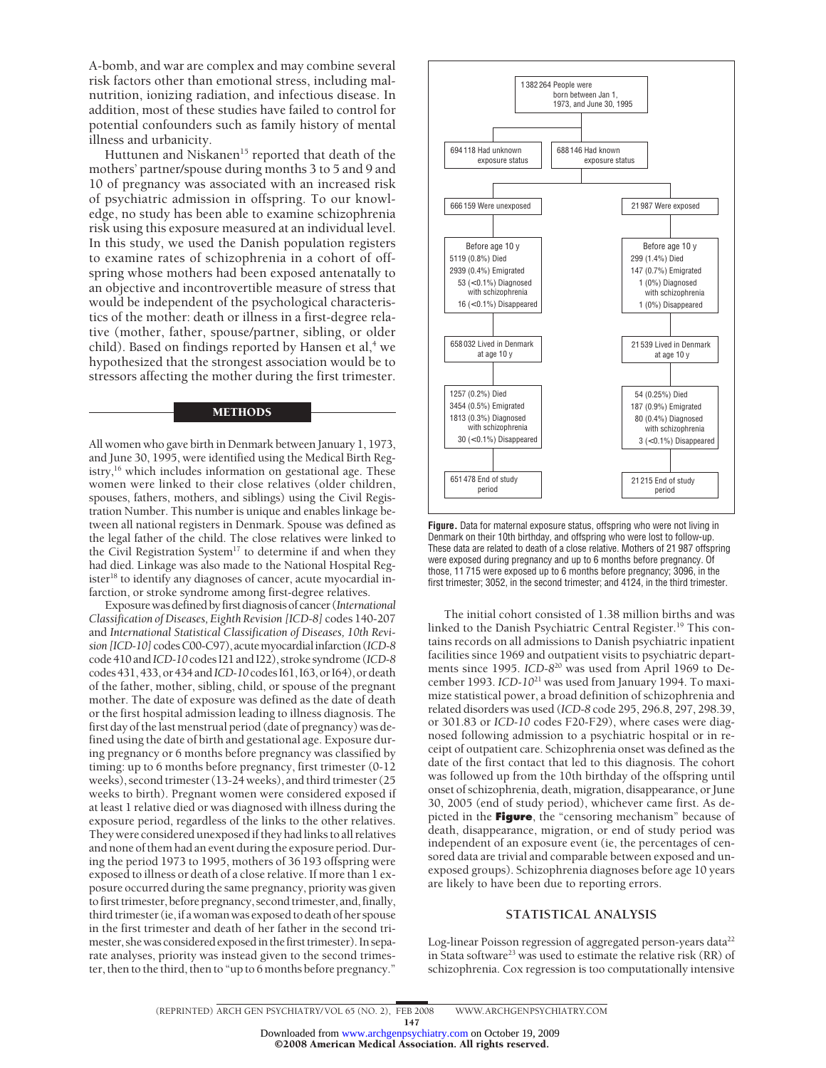A-bomb, and war are complex and may combine several risk factors other than emotional stress, including malnutrition, ionizing radiation, and infectious disease. In addition, most of these studies have failed to control for potential confounders such as family history of mental illness and urbanicity.

Huttunen and Niskanen[15] reported that death of the mothers' partner/spouse during months 3 to 5 and 9 and 10 of pregnancy was associated with an increased risk of psychiatric admission in offspring. To our knowledge, no study has been able to examine schizophrenia risk using this exposure measured at an individual level. In this study, we used the Danish population registers to examine rates of schizophrenia in a cohort of offspring whose mothers had been exposed antenatally to an objective and incontrovertible measure of stress that would be independent of the psychological characteristics of the mother: death or illness in a first-degree relative (mother, father, spouse/partner, sibling, or older child). Based on findings reported by Hansen et al,[4] we hypothesized that the strongest association would be to stressors affecting the mother during the first trimester.

## METHODS

All women who gave birth in Denmark between January 1, 1973, and June 30, 1995, were identified using the Medical Birth Registry,[16] which includes information on gestational age. These women were linked to their close relatives (older children, spouses, fathers, mothers, and siblings) using the Civil Registration Number. This number is unique and enables linkage between all national registers in Denmark. Spouse was defined as the legal father of the child. The close relatives were linked to the Civil Registration System[17] to determine if and when they had died. Linkage was also made to the National Hospital Register[18] to identify any diagnoses of cancer, acute myocardial infarction, or stroke syndrome among first-degree relatives.

Exposure was defined by first diagnosis of cancer (*International Classification of Diseases, Eighth Revision [ICD-8]* codes 140-207 and *International Statistical Classification of Diseases, 10th Revision [ICD-10]* codes C00-C97), acute myocardial infarction (*ICD-8* code 410 and *ICD-10* codes I21 and I22), stroke syndrome (*ICD-8* codes 431, 433, or 434 and *ICD-10* codes I61, I63, or I64), or death of the father, mother, sibling, child, or spouse of the pregnant mother. The date of exposure was defined as the date of death or the first hospital admission leading to illness diagnosis. The first day of the last menstrual period (date of pregnancy) was defined using the date of birth and gestational age. Exposure during pregnancy or 6 months before pregnancy was classified by timing: up to 6 months before pregnancy, first trimester (0-12 weeks), second trimester (13-24 weeks), and third trimester (25 weeks to birth). Pregnant women were considered exposed if at least 1 relative died or was diagnosed with illness during the exposure period, regardless of the links to the other relatives. They were considered unexposed if they had links to all relatives and none of them had an event during the exposure period. During the period 1973 to 1995, mothers of 36 193 offspring were exposed to illness or death of a close relative. If more than 1 exposure occurred during the same pregnancy, priority was given to first trimester, before pregnancy, second trimester, and, finally, third trimester (ie, if a woman was exposed to death of her spouse in the first trimester and death of her father in the second trimester, she was considered exposed in the first trimester). In separate analyses, priority was instead given to the second trimester, then to the third, then to "up to 6 months before pregnancy."

1 382 264 People were born between Jan 1, 1973, and June 30, 1995

- 694 118 Had unknown exposure status
- 688 146 Had known exposure status
  - 666 159 Were unexposed
    - Before age 10 y: 5119 (0.8%) Died; 2939 (0.4%) Emigrated; 53 (<0.1%) Diagnosed with schizophrenia; 16 (<0.1%) Disappeared
    - 658 032 Lived in Denmark at age 10 y
    - 1257 (0.2%) Died; 3454 (0.5%) Emigrated; 1813 (0.3%) Diagnosed with schizophrenia; 30 (<0.1%) Disappeared
    - 651 478 End of study period
  - 21 987 Were exposed
    - Before age 10 y: 299 (1.4%) Died; 147 (0.7%) Emigrated; 1 (0%) Diagnosed with schizophrenia; 1 (0%) Disappeared
    - 21 539 Lived in Denmark at age 10 y
    - 54 (0.25%) Died; 187 (0.9%) Emigrated; 80 (0.4%) Diagnosed with schizophrenia; 3 (<0.1%) Disappeared
    - 21 215 End of study period

**Figure.** Data for maternal exposure status, offspring who were not living in Denmark on their 10th birthday, and offspring who were lost to follow-up. These data are related to death of a close relative. Mothers of 21 987 offspring were exposed during pregnancy and up to 6 months before pregnancy. Of those, 11 715 were exposed up to 6 months before pregnancy; 3096, in the first trimester; 3052, in the second trimester; and 4124, in the third trimester.

The initial cohort consisted of 1.38 million births and was linked to the Danish Psychiatric Central Register.[19] This contains records on all admissions to Danish psychiatric inpatient facilities since 1969 and outpatient visits to psychiatric departments since 1995. *ICD-8*[20] was used from April 1969 to December 1993. *ICD-10*[21] was used from January 1994. To maximize statistical power, a broad definition of schizophrenia and related disorders was used (*ICD-8* code 295, 296.8, 297, 298.39, or 301.83 or *ICD-10* codes F20-F29), where cases were diagnosed following admission to a psychiatric hospital or in receipt of outpatient care. Schizophrenia onset was defined as the date of the first contact that led to this diagnosis. The cohort was followed up from the 10th birthday of the offspring until onset of schizophrenia, death, migration, disappearance, or June 30, 2005 (end of study period), whichever came first. As depicted in the **Figure**, the "censoring mechanism" because of death, disappearance, migration, or end of study period was independent of an exposure event (ie, the percentages of censored data are trivial and comparable between exposed and unexposed groups). Schizophrenia diagnoses before age 10 years are likely to have been due to reporting errors.

## STATISTICAL ANALYSIS

Log-linear Poisson regression of aggregated person-years data[22] in Stata software[23] was used to estimate the relative risk (RR) of schizophrenia. Cox regression is too computationally intensive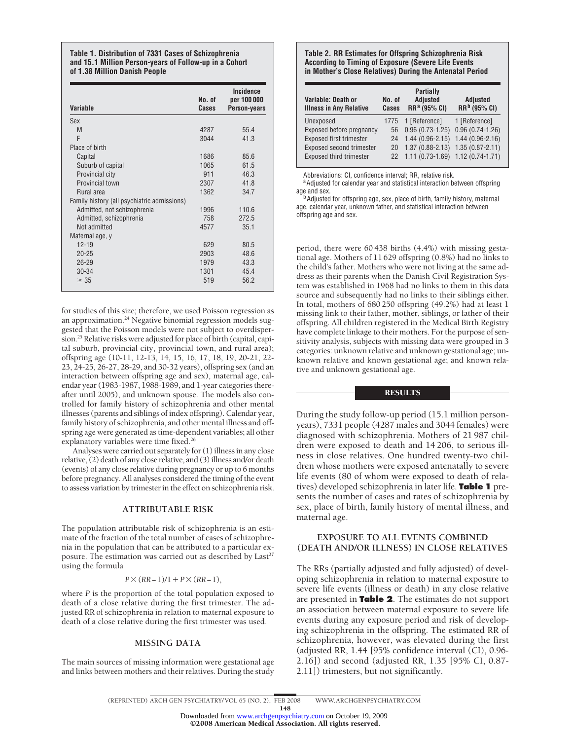**Table 1. Distribution of 7331 Cases of Schizophrenia and 15.1 Million Person-years of Follow-up in a Cohort of 1.38 Million Danish People**

| Variable | No. of Cases | Incidence per 100 000 Person-years |
|---|---|---|
| Sex | | |
| M | 4287 | 55.4 |
| F | 3044 | 41.3 |
| Place of birth | | |
| Capital | 1686 | 85.6 |
| Suburb of capital | 1065 | 61.5 |
| Provincial city | 911 | 46.3 |
| Provincial town | 2307 | 41.8 |
| Rural area | 1362 | 34.7 |
| Family history (all psychiatric admissions) | | |
| Admitted, not schizophrenia | 1996 | 110.6 |
| Admitted, schizophrenia | 758 | 272.5 |
| Not admitted | 4577 | 35.1 |
| Maternal age, y | | |
| 12-19 | 629 | 80.5 |
| 20-25 | 2903 | 48.6 |
| 26-29 | 1979 | 43.3 |
| 30-34 | 1301 | 45.4 |
| ≥ 35 | 519 | 56.2 |

for studies of this size; therefore, we used Poisson regression as an approximation.[24] Negative binomial regression models suggested that the Poisson models were not subject to overdispersion.[25] Relative risks were adjusted for place of birth (capital, capital suburb, provincial city, provincial town, and rural area); offspring age (10-11, 12-13, 14, 15, 16, 17, 18, 19, 20-21, 22-23, 24-25, 26-27, 28-29, and 30-32 years), offspring sex (and an interaction between offspring age and sex), maternal age, calendar year (1983-1987, 1988-1989, and 1-year categories thereafter until 2005), and unknown spouse. The models also controlled for family history of schizophrenia and other mental illnesses (parents and siblings of index offspring). Calendar year, family history of schizophrenia, and other mental illness and offspring age were generated as time-dependent variables; all other explanatory variables were time fixed.[26]

Analyses were carried out separately for (1) illness in any close relative, (2) death of any close relative, and (3) illness and/or death (events) of any close relative during pregnancy or up to 6 months before pregnancy. All analyses considered the timing of the event to assess variation by trimester in the effect on schizophrenia risk.

## ATTRIBUTABLE RISK

The population attributable risk of schizophrenia is an estimate of the fraction of the total number of cases of schizophrenia in the population that can be attributed to a particular exposure. The estimation was carried out as described by Last[27] using the formula

$$P \times (RR - 1)/1 + P \times (RR - 1),$$

where $P$ is the proportion of the total population exposed to death of a close relative during the first trimester. The adjusted RR of schizophrenia in relation to maternal exposure to death of a close relative during the first trimester was used.

## MISSING DATA

The main sources of missing information were gestational age and links between mothers and their relatives. During the study period, there were 60 438 births (4.4%) with missing gestational age. Mothers of 11 629 offspring (0.8%) had no links to the child's father. Mothers who were not living at the same address as their parents when the Danish Civil Registration System was established in 1968 had no links to them in this data source and subsequently had no links to their siblings either. In total, mothers of 680 250 offspring (49.2%) had at least 1 missing link to their father, mother, siblings, or father of their offspring. All children registered in the Medical Birth Registry have complete linkage to their mothers. For the purpose of sensitivity analysis, subjects with missing data were grouped in 3 categories: unknown relative and unknown gestational age; unknown relative and known gestational age; and known relative and unknown gestational age.

**Table 2. RR Estimates for Offspring Schizophrenia Risk According to Timing of Exposure (Severe Life Events in Mother's Close Relatives) During the Antenatal Period**

| Variable: Death or Illness in Any Relative | No. of Cases | Partially Adjusted RR[a] (95% CI) | Adjusted RR[b] (95% CI) |
|---|---|---|---|
| Unexposed | 1775 | 1 [Reference] | 1 [Reference] |
| Exposed before pregnancy | 56 | 0.96 (0.73-1.25) | 0.96 (0.74-1.26) |
| Exposed first trimester | 24 | 1.44 (0.96-2.15) | 1.44 (0.96-2.16) |
| Exposed second trimester | 20 | 1.37 (0.88-2.13) | 1.35 (0.87-2.11) |
| Exposed third trimester | 22 | 1.11 (0.73-1.69) | 1.12 (0.74-1.71) |

Abbreviations: CI, confidence interval; RR, relative risk.
[a] Adjusted for calendar year and statistical interaction between offspring age and sex.
[b] Adjusted for offspring age, sex, place of birth, family history, maternal age, calendar year, unknown father, and statistical interaction between offspring age and sex.

## RESULTS

During the study follow-up period (15.1 million person-years), 7331 people (4287 males and 3044 females) were diagnosed with schizophrenia. Mothers of 21 987 children were exposed to death and 14 206, to serious illness in close relatives. One hundred twenty-two children whose mothers were exposed antenatally to severe life events (80 of whom were exposed to death of relatives) developed schizophrenia in later life. **Table 1** presents the number of cases and rates of schizophrenia by sex, place of birth, family history of mental illness, and maternal age.

### EXPOSURE TO ALL EVENTS COMBINED (DEATH AND/OR ILLNESS) IN CLOSE RELATIVES

The RRs (partially adjusted and fully adjusted) of developing schizophrenia in relation to maternal exposure to severe life events (illness or death) in any close relative are presented in **Table 2**. The estimates do not support an association between maternal exposure to severe life events during any exposure period and risk of developing schizophrenia in the offspring. The estimated RR of schizophrenia, however, was elevated during the first (adjusted RR, 1.44 [95% confidence interval (CI), 0.96-2.16]) and second (adjusted RR, 1.35 [95% CI, 0.87-2.11]) trimesters, but not significantly.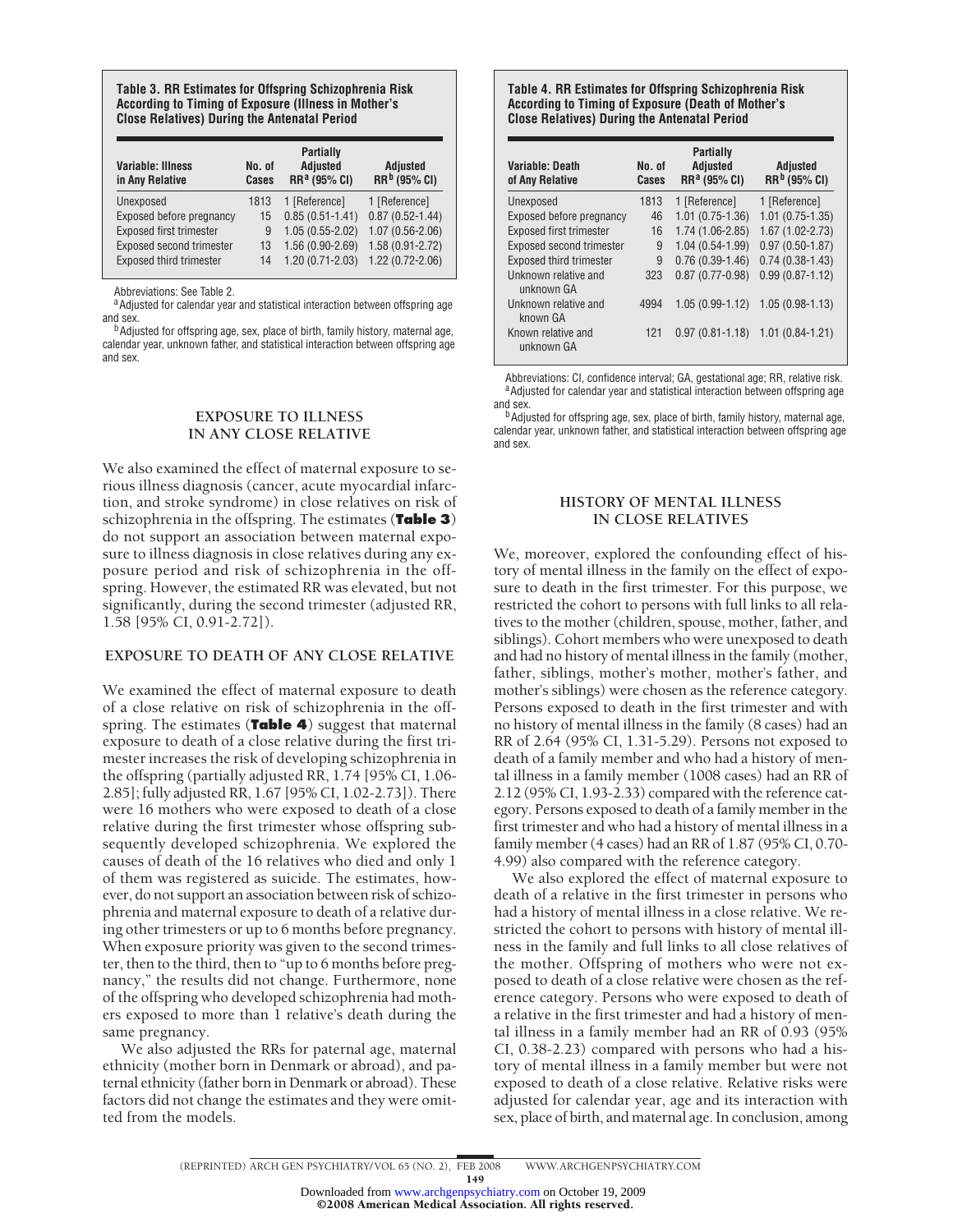**Table 3. RR Estimates for Offspring Schizophrenia Risk According to Timing of Exposure (Illness in Mother's Close Relatives) During the Antenatal Period**

| Variable: Illness in Any Relative | No. of Cases | Partially Adjusted RR[a] (95% CI) | Adjusted RR[b] (95% CI) |
|---|---|---|---|
| Unexposed | 1813 | 1 [Reference] | 1 [Reference] |
| Exposed before pregnancy | 15 | 0.85 (0.51-1.41) | 0.87 (0.52-1.44) |
| Exposed first trimester | 9 | 1.05 (0.55-2.02) | 1.07 (0.56-2.06) |
| Exposed second trimester | 13 | 1.56 (0.90-2.69) | 1.58 (0.91-2.72) |
| Exposed third trimester | 14 | 1.20 (0.71-2.03) | 1.22 (0.72-2.06) |

Abbreviations: See Table 2.
[a] Adjusted for calendar year and statistical interaction between offspring age and sex.
[b] Adjusted for offspring age, sex, place of birth, family history, maternal age, calendar year, unknown father, and statistical interaction between offspring age and sex.

## EXPOSURE TO ILLNESS IN ANY CLOSE RELATIVE

We also examined the effect of maternal exposure to serious illness diagnosis (cancer, acute myocardial infarction, and stroke syndrome) in close relatives on risk of schizophrenia in the offspring. The estimates (**Table 3**) do not support an association between maternal exposure to illness diagnosis in close relatives during any exposure period and risk of schizophrenia in the offspring. However, the estimated RR was elevated, but not significantly, during the second trimester (adjusted RR, 1.58 [95% CI, 0.91-2.72]).

## EXPOSURE TO DEATH OF ANY CLOSE RELATIVE

We examined the effect of maternal exposure to death of a close relative on risk of schizophrenia in the offspring. The estimates (**Table 4**) suggest that maternal exposure to death of a close relative during the first trimester increases the risk of developing schizophrenia in the offspring (partially adjusted RR, 1.74 [95% CI, 1.06-2.85]; fully adjusted RR, 1.67 [95% CI, 1.02-2.73]). There were 16 mothers who were exposed to death of a close relative during the first trimester whose offspring subsequently developed schizophrenia. We explored the causes of death of the 16 relatives who died and only 1 of them was registered as suicide. The estimates, however, do not support an association between risk of schizophrenia and maternal exposure to death of a relative during other trimesters or up to 6 months before pregnancy. When exposure priority was given to the second trimester, then to the third, then to "up to 6 months before pregnancy," the results did not change. Furthermore, none of the offspring who developed schizophrenia had mothers exposed to more than 1 relative's death during the same pregnancy.

We also adjusted the RRs for paternal age, maternal ethnicity (mother born in Denmark or abroad), and paternal ethnicity (father born in Denmark or abroad). These factors did not change the estimates and they were omitted from the models.

**Table 4. RR Estimates for Offspring Schizophrenia Risk According to Timing of Exposure (Death of Mother's Close Relatives) During the Antenatal Period**

| Variable: Death of Any Relative | No. of Cases | Partially Adjusted RR[a] (95% CI) | Adjusted RR[b] (95% CI) |
|---|---|---|---|
| Unexposed | 1813 | 1 [Reference] | 1 [Reference] |
| Exposed before pregnancy | 46 | 1.01 (0.75-1.36) | 1.01 (0.75-1.35) |
| Exposed first trimester | 16 | 1.74 (1.06-2.85) | 1.67 (1.02-2.73) |
| Exposed second trimester | 9 | 1.04 (0.54-1.99) | 0.97 (0.50-1.87) |
| Exposed third trimester | 9 | 0.76 (0.39-1.46) | 0.74 (0.38-1.43) |
| Unknown relative and unknown GA | 323 | 0.87 (0.77-0.98) | 0.99 (0.87-1.12) |
| Unknown relative and known GA | 4994 | 1.05 (0.99-1.12) | 1.05 (0.98-1.13) |
| Known relative and unknown GA | 121 | 0.97 (0.81-1.18) | 1.01 (0.84-1.21) |

Abbreviations: CI, confidence interval; GA, gestational age; RR, relative risk.
[a] Adjusted for calendar year and statistical interaction between offspring age and sex.
[b] Adjusted for offspring age, sex, place of birth, family history, maternal age, calendar year, unknown father, and statistical interaction between offspring age and sex.

## HISTORY OF MENTAL ILLNESS IN CLOSE RELATIVES

We, moreover, explored the confounding effect of history of mental illness in the family on the effect of exposure to death in the first trimester. For this purpose, we restricted the cohort to persons with full links to all relatives to the mother (children, spouse, mother, father, and siblings). Cohort members who were unexposed to death and had no history of mental illness in the family (mother, father, siblings, mother's mother, mother's father, and mother's siblings) were chosen as the reference category. Persons exposed to death in the first trimester and with no history of mental illness in the family (8 cases) had an RR of 2.64 (95% CI, 1.31-5.29). Persons not exposed to death of a family member and who had a history of mental illness in a family member (1008 cases) had an RR of 2.12 (95% CI, 1.93-2.33) compared with the reference category. Persons exposed to death of a family member in the first trimester and who had a history of mental illness in a family member (4 cases) had an RR of 1.87 (95% CI, 0.70-4.99) also compared with the reference category.

We also explored the effect of maternal exposure to death of a relative in the first trimester in persons who had a history of mental illness in a close relative. We restricted the cohort to persons with history of mental illness in the family and full links to all close relatives of the mother. Offspring of mothers who were not exposed to death of a close relative were chosen as the reference category. Persons who were exposed to death of a relative in the first trimester and had a history of mental illness in a family member had an RR of 0.93 (95% CI, 0.38-2.23) compared with persons who had a history of mental illness in a family member but were not exposed to death of a close relative. Relative risks were adjusted for calendar year, age and its interaction with sex, place of birth, and maternal age. In conclusion, among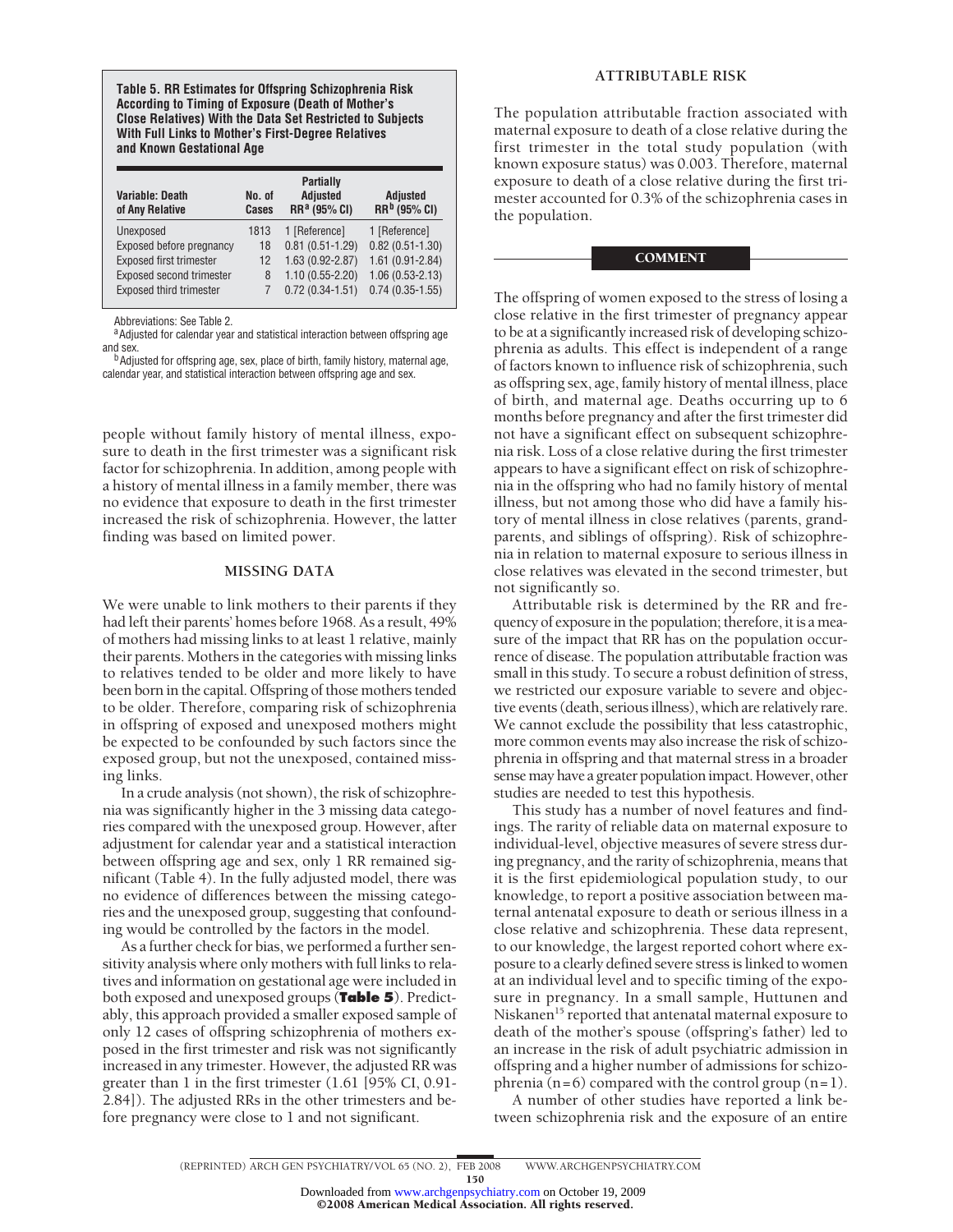**Table 5. RR Estimates for Offspring Schizophrenia Risk According to Timing of Exposure (Death of Mother's Close Relatives) With the Data Set Restricted to Subjects With Full Links to Mother's First-Degree Relatives and Known Gestational Age**

| Variable: Death of Any Relative | No. of Cases | Partially Adjusted RR[a] (95% CI) | Adjusted RR[b] (95% CI) |
|---|---|---|---|
| Unexposed | 1813 | 1 [Reference] | 1 [Reference] |
| Exposed before pregnancy | 18 | 0.81 (0.51-1.29) | 0.82 (0.51-1.30) |
| Exposed first trimester | 12 | 1.63 (0.92-2.87) | 1.61 (0.91-2.84) |
| Exposed second trimester | 8 | 1.10 (0.55-2.20) | 1.06 (0.53-2.13) |
| Exposed third trimester | 7 | 0.72 (0.34-1.51) | 0.74 (0.35-1.55) |

Abbreviations: See Table 2.

[a] Adjusted for calendar year and statistical interaction between offspring age and sex.

[b] Adjusted for offspring age, sex, place of birth, family history, maternal age, calendar year, and statistical interaction between offspring age and sex.

people without family history of mental illness, exposure to death in the first trimester was a significant risk factor for schizophrenia. In addition, among people with a history of mental illness in a family member, there was no evidence that exposure to death in the first trimester increased the risk of schizophrenia. However, the latter finding was based on limited power.

## MISSING DATA

We were unable to link mothers to their parents if they had left their parents' homes before 1968. As a result, 49% of mothers had missing links to at least 1 relative, mainly their parents. Mothers in the categories with missing links to relatives tended to be older and more likely to have been born in the capital. Offspring of those mothers tended to be older. Therefore, comparing risk of schizophrenia in offspring of exposed and unexposed mothers might be expected to be confounded by such factors since the exposed group, but not the unexposed, contained missing links.

In a crude analysis (not shown), the risk of schizophrenia was significantly higher in the 3 missing data categories compared with the unexposed group. However, after adjustment for calendar year and a statistical interaction between offspring age and sex, only 1 RR remained significant (Table 4). In the fully adjusted model, there was no evidence of differences between the missing categories and the unexposed group, suggesting that confounding would be controlled by the factors in the model.

As a further check for bias, we performed a further sensitivity analysis where only mothers with full links to relatives and information on gestational age were included in both exposed and unexposed groups (**Table 5**). Predictably, this approach provided a smaller exposed sample of only 12 cases of offspring schizophrenia of mothers exposed in the first trimester and risk was not significantly increased in any trimester. However, the adjusted RR was greater than 1 in the first trimester (1.61 [95% CI, 0.91-2.84]). The adjusted RRs in the other trimesters and before pregnancy were close to 1 and not significant.

## ATTRIBUTABLE RISK

The population attributable fraction associated with maternal exposure to death of a close relative during the first trimester in the total study population (with known exposure status) was 0.003. Therefore, maternal exposure to death of a close relative during the first trimester accounted for 0.3% of the schizophrenia cases in the population.

## COMMENT

The offspring of women exposed to the stress of losing a close relative in the first trimester of pregnancy appear to be at a significantly increased risk of developing schizophrenia as adults. This effect is independent of a range of factors known to influence risk of schizophrenia, such as offspring sex, age, family history of mental illness, place of birth, and maternal age. Deaths occurring up to 6 months before pregnancy and after the first trimester did not have a significant effect on subsequent schizophrenia risk. Loss of a close relative during the first trimester appears to have a significant effect on risk of schizophrenia in the offspring who had no family history of mental illness, but not among those who did have a family history of mental illness in close relatives (parents, grandparents, and siblings of offspring). Risk of schizophrenia in relation to maternal exposure to serious illness in close relatives was elevated in the second trimester, but not significantly so.

Attributable risk is determined by the RR and frequency of exposure in the population; therefore, it is a measure of the impact that RR has on the population occurrence of disease. The population attributable fraction was small in this study. To secure a robust definition of stress, we restricted our exposure variable to severe and objective events (death, serious illness), which are relatively rare. We cannot exclude the possibility that less catastrophic, more common events may also increase the risk of schizophrenia in offspring and that maternal stress in a broader sense may have a greater population impact. However, other studies are needed to test this hypothesis.

This study has a number of novel features and findings. The rarity of reliable data on maternal exposure to individual-level, objective measures of severe stress during pregnancy, and the rarity of schizophrenia, means that it is the first epidemiological population study, to our knowledge, to report a positive association between maternal antenatal exposure to death or serious illness in a close relative and schizophrenia. These data represent, to our knowledge, the largest reported cohort where exposure to a clearly defined severe stress is linked to women at an individual level and to specific timing of the exposure in pregnancy. In a small sample, Huttunen and Niskanen[15] reported that antenatal maternal exposure to death of the mother's spouse (offspring's father) led to an increase in the risk of adult psychiatric admission in offspring and a higher number of admissions for schizophrenia (n=6) compared with the control group (n=1).

A number of other studies have reported a link between schizophrenia risk and the exposure of an entire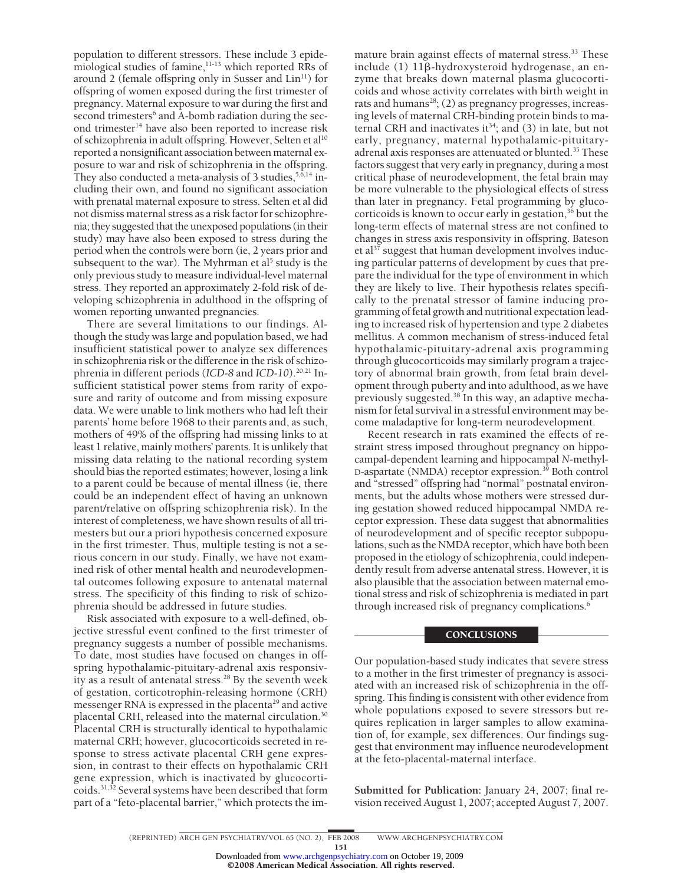population to different stressors. These include 3 epidemiological studies of famine,[11-13] which reported RRs of around 2 (female offspring only in Susser and Lin[11]) for offspring of women exposed during the first trimester of pregnancy. Maternal exposure to war during the first and second trimesters[6] and A-bomb radiation during the second trimester[14] have also been reported to increase risk of schizophrenia in adult offspring. However, Selten et al[10] reported a nonsignificant association between maternal exposure to war and risk of schizophrenia in the offspring. They also conducted a meta-analysis of 3 studies,[5,6,14] including their own, and found no significant association with prenatal maternal exposure to stress. Selten et al did not dismiss maternal stress as a risk factor for schizophrenia; they suggested that the unexposed populations (in their study) may have also been exposed to stress during the period when the controls were born (ie, 2 years prior and subsequent to the war). The Myhrman et al[5] study is the only previous study to measure individual-level maternal stress. They reported an approximately 2-fold risk of developing schizophrenia in adulthood in the offspring of women reporting unwanted pregnancies.

There are several limitations to our findings. Although the study was large and population based, we had insufficient statistical power to analyze sex differences in schizophrenia risk or the difference in the risk of schizophrenia in different periods (*ICD-8* and *ICD-10*).[20,21] Insufficient statistical power stems from rarity of exposure and rarity of outcome and from missing exposure data. We were unable to link mothers who had left their parents' home before 1968 to their parents and, as such, mothers of 49% of the offspring had missing links to at least 1 relative, mainly mothers' parents. It is unlikely that missing data relating to the national recording system should bias the reported estimates; however, losing a link to a parent could be because of mental illness (ie, there could be an independent effect of having an unknown parent/relative on offspring schizophrenia risk). In the interest of completeness, we have shown results of all trimesters but our a priori hypothesis concerned exposure in the first trimester. Thus, multiple testing is not a serious concern in our study. Finally, we have not examined risk of other mental health and neurodevelopmental outcomes following exposure to antenatal maternal stress. The specificity of this finding to risk of schizophrenia should be addressed in future studies.

Risk associated with exposure to a well-defined, objective stressful event confined to the first trimester of pregnancy suggests a number of possible mechanisms. To date, most studies have focused on changes in offspring hypothalamic-pituitary-adrenal axis responsivity as a result of antenatal stress.[28] By the seventh week of gestation, corticotrophin-releasing hormone (CRH) messenger RNA is expressed in the placenta[29] and active placental CRH, released into the maternal circulation.[30] Placental CRH is structurally identical to hypothalamic maternal CRH; however, glucocorticoids secreted in response to stress activate placental CRH gene expression, in contrast to their effects on hypothalamic CRH gene expression, which is inactivated by glucocorticoids.[31,32] Several systems have been described that form part of a "feto-placental barrier," which protects the immature brain against effects of maternal stress.[33] These include (1) 11β-hydroxysteroid hydrogenase, an enzyme that breaks down maternal plasma glucocorticoids and whose activity correlates with birth weight in rats and humans[28]; (2) as pregnancy progresses, increasing levels of maternal CRH-binding protein binds to maternal CRH and inactivates it[34]; and (3) in late, but not early, pregnancy, maternal hypothalamic-pituitary-adrenal axis responses are attenuated or blunted.[35] These factors suggest that very early in pregnancy, during a most critical phase of neurodevelopment, the fetal brain may be more vulnerable to the physiological effects of stress than later in pregnancy. Fetal programming by glucocorticoids is known to occur early in gestation,[36] but the long-term effects of maternal stress are not confined to changes in stress axis responsivity in offspring. Bateson et al[37] suggest that human development involves inducing particular patterns of development by cues that prepare the individual for the type of environment in which they are likely to live. Their hypothesis relates specifically to the prenatal stressor of famine inducing programming of fetal growth and nutritional expectation leading to increased risk of hypertension and type 2 diabetes mellitus. A common mechanism of stress-induced fetal hypothalamic-pituitary-adrenal axis programming through glucocorticoids may similarly program a trajectory of abnormal brain growth, from fetal brain development through puberty and into adulthood, as we have previously suggested.[38] In this way, an adaptive mechanism for fetal survival in a stressful environment may become maladaptive for long-term neurodevelopment.

Recent research in rats examined the effects of restraint stress imposed throughout pregnancy on hippocampal-dependent learning and hippocampal *N*-methyl-D-aspartate (NMDA) receptor expression.[39] Both control and "stressed" offspring had "normal" postnatal environments, but the adults whose mothers were stressed during gestation showed reduced hippocampal NMDA receptor expression. These data suggest that abnormalities of neurodevelopment and of specific receptor subpopulations, such as the NMDA receptor, which have both been proposed in the etiology of schizophrenia, could independently result from adverse antenatal stress. However, it is also plausible that the association between maternal emotional stress and risk of schizophrenia is mediated in part through increased risk of pregnancy complications.[6]

## CONCLUSIONS

Our population-based study indicates that severe stress to a mother in the first trimester of pregnancy is associated with an increased risk of schizophrenia in the offspring. This finding is consistent with other evidence from whole populations exposed to severe stressors but requires replication in larger samples to allow examination of, for example, sex differences. Our findings suggest that environment may influence neurodevelopment at the feto-placental-maternal interface.

**Submitted for Publication:** January 24, 2007; final revision received August 1, 2007; accepted August 7, 2007.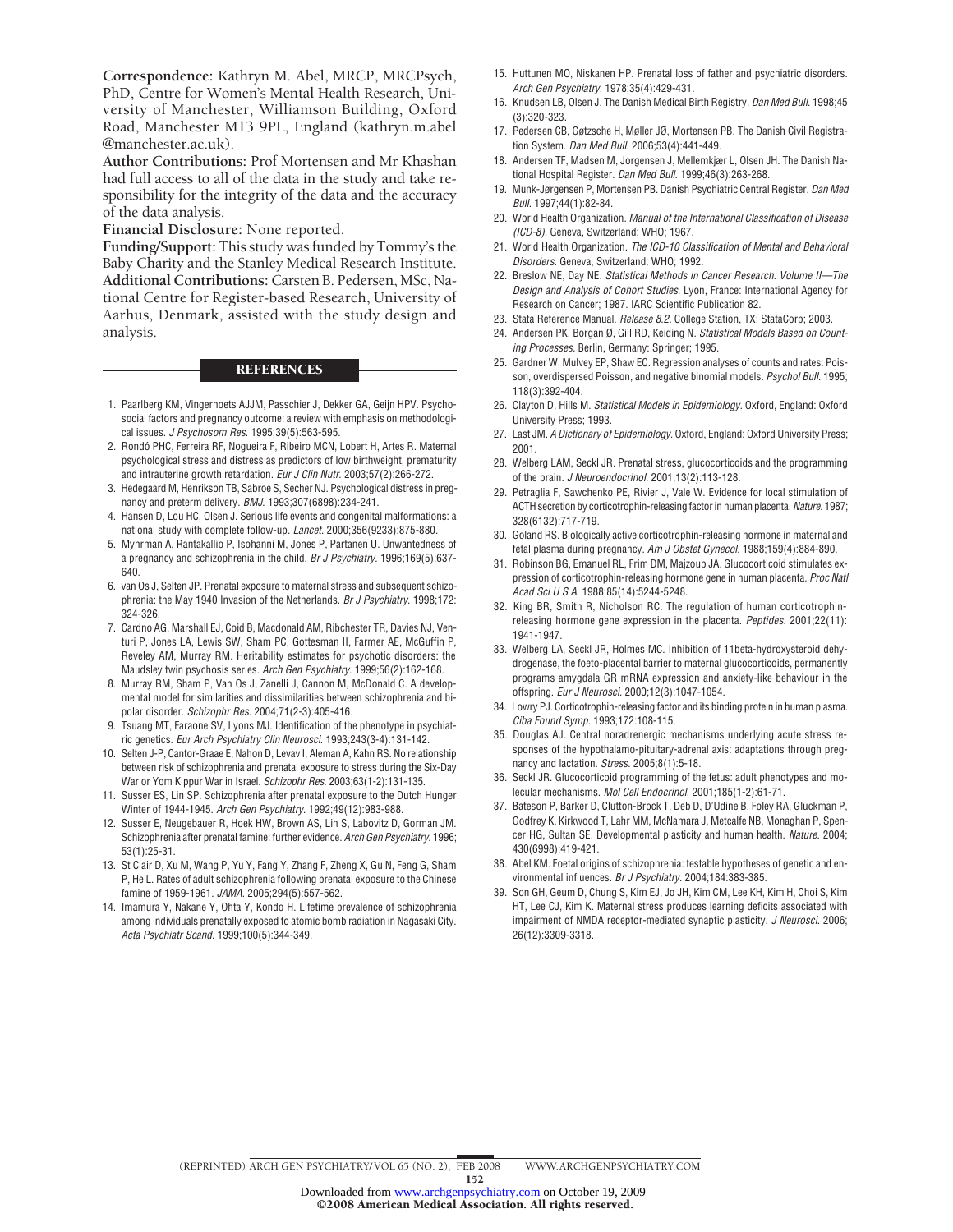**Correspondence:** Kathryn M. Abel, MRCP, MRCPsych, PhD, Centre for Women's Mental Health Research, University of Manchester, Williamson Building, Oxford Road, Manchester M13 9PL, England (kathryn.m.abel@manchester.ac.uk).

**Author Contributions:** Prof Mortensen and Mr Khashan had full access to all of the data in the study and take responsibility for the integrity of the data and the accuracy of the data analysis.

**Financial Disclosure:** None reported.

**Funding/Support:** This study was funded by Tommy's the Baby Charity and the Stanley Medical Research Institute.

**Additional Contributions:** Carsten B. Pedersen, MSc, National Centre for Register-based Research, University of Aarhus, Denmark, assisted with the study design and analysis.

## REFERENCES

1. Paarlberg KM, Vingerhoets AJJM, Passchier J, Dekker GA, Geijn HPV. Psychosocial factors and pregnancy outcome: a review with emphasis on methodological issues. *J Psychosom Res.* 1995;39(5):563-595.
2. Rondó PHC, Ferreira RF, Nogueira F, Ribeiro MCN, Lobert H, Artes R. Maternal psychological stress and distress as predictors of low birthweight, prematurity and intrauterine growth retardation. *Eur J Clin Nutr.* 2003;57(2):266-272.
3. Hedegaard M, Henrikson TB, Sabroe S, Secher NJ. Psychological distress in pregnancy and preterm delivery. *BMJ.* 1993;307(6898):234-241.
4. Hansen D, Lou HC, Olsen J. Serious life events and congenital malformations: a national study with complete follow-up. *Lancet.* 2000;356(9233):875-880.
5. Myhrman A, Rantakallio P, Isohanni M, Jones P, Partanen U. Unwantedness of a pregnancy and schizophrenia in the child. *Br J Psychiatry.* 1996;169(5):637-640.
6. van Os J, Selten JP. Prenatal exposure to maternal stress and subsequent schizophrenia: the May 1940 Invasion of the Netherlands. *Br J Psychiatry.* 1998;172:324-326.
7. Cardno AG, Marshall EJ, Coid B, Macdonald AM, Ribchester TR, Davies NJ, Venturi P, Jones LA, Lewis SW, Sham PC, Gottesman II, Farmer AE, McGuffin P, Reveley AM, Murray RM. Heritability estimates for psychotic disorders: the Maudsley twin psychosis series. *Arch Gen Psychiatry.* 1999;56(2):162-168.
8. Murray RM, Sham P, Van Os J, Zanelli J, Cannon M, McDonald C. A developmental model for similarities and dissimilarities between schizophrenia and bipolar disorder. *Schizophr Res.* 2004;71(2-3):405-416.
9. Tsuang MT, Faraone SV, Lyons MJ. Identification of the phenotype in psychiatric genetics. *Eur Arch Psychiatry Clin Neurosci.* 1993;243(3-4):131-142.
10. Selten J-P, Cantor-Graae E, Nahon D, Levav I, Aleman A, Kahn RS. No relationship between risk of schizophrenia and prenatal exposure to stress during the Six-Day War or Yom Kippur War in Israel. *Schizophr Res.* 2003;63(1-2):131-135.
11. Susser ES, Lin SP. Schizophrenia after prenatal exposure to the Dutch Hunger Winter of 1944-1945. *Arch Gen Psychiatry.* 1992;49(12):983-988.
12. Susser E, Neugebauer R, Hoek HW, Brown AS, Lin S, Labovitz D, Gorman JM. Schizophrenia after prenatal famine: further evidence. *Arch Gen Psychiatry.* 1996;53(1):25-31.
13. St Clair D, Xu M, Wang P, Yu Y, Fang Y, Zhang F, Zheng X, Gu N, Feng G, Sham P, He L. Rates of adult schizophrenia following prenatal exposure to the Chinese famine of 1959-1961. *JAMA.* 2005;294(5):557-562.
14. Imamura Y, Nakane Y, Ohta Y, Kondo H. Lifetime prevalence of schizophrenia among individuals prenatally exposed to atomic bomb radiation in Nagasaki City. *Acta Psychiatr Scand.* 1999;100(5):344-349.
15. Huttunen MO, Niskanen HP. Prenatal loss of father and psychiatric disorders. *Arch Gen Psychiatry.* 1978;35(4):429-431.
16. Knudsen LB, Olsen J. The Danish Medical Birth Registry. *Dan Med Bull.* 1998;45(3):320-323.
17. Pedersen CB, Gøtzsche H, Møller JØ, Mortensen PB. The Danish Civil Registration System. *Dan Med Bull.* 2006;53(4):441-449.
18. Andersen TF, Madsen M, Jorgensen J, Mellemkjær L, Olsen JH. The Danish National Hospital Register. *Dan Med Bull.* 1999;46(3):263-268.
19. Munk-Jørgensen P, Mortensen PB. Danish Psychiatric Central Register. *Dan Med Bull.* 1997;44(1):82-84.
20. World Health Organization. *Manual of the International Classification of Disease (ICD-8).* Geneva, Switzerland: WHO; 1967.
21. World Health Organization. *The ICD-10 Classification of Mental and Behavioral Disorders.* Geneva, Switzerland: WHO; 1992.
22. Breslow NE, Day NE. *Statistical Methods in Cancer Research: Volume II—The Design and Analysis of Cohort Studies.* Lyon, France: International Agency for Research on Cancer; 1987. IARC Scientific Publication 82.
23. Stata Reference Manual. *Release 8.2.* College Station, TX: StataCorp; 2003.
24. Andersen PK, Borgan Ø, Gill RD, Keiding N. *Statistical Models Based on Counting Processes.* Berlin, Germany: Springer; 1995.
25. Gardner W, Mulvey EP, Shaw EC. Regression analyses of counts and rates: Poisson, overdispersed Poisson, and negative binomial models. *Psychol Bull.* 1995;118(3):392-404.
26. Clayton D, Hills M. *Statistical Models in Epidemiology.* Oxford, England: Oxford University Press; 1993.
27. Last JM. *A Dictionary of Epidemiology.* Oxford, England: Oxford University Press; 2001.
28. Welberg LAM, Seckl JR. Prenatal stress, glucocorticoids and the programming of the brain. *J Neuroendocrinol.* 2001;13(2):113-128.
29. Petraglia F, Sawchenko PE, Rivier J, Vale W. Evidence for local stimulation of ACTH secretion by corticotropin-releasing factor in human placenta. *Nature.* 1987;328(6132):717-719.
30. Goland RS. Biologically active corticotropin-releasing hormone in maternal and fetal plasma during pregnancy. *Am J Obstet Gynecol.* 1988;159(4):884-890.
31. Robinson BG, Emanuel RL, Frim DM, Majzoub JA. Glucocorticoid stimulates expression of corticotropin-releasing hormone gene in human placenta. *Proc Natl Acad Sci U S A.* 1988;85(14):5244-5248.
32. King BR, Smith R, Nicholson RC. The regulation of human corticotrophin-releasing hormone gene expression in the placenta. *Peptides.* 2001;22(11):1941-1947.
33. Welberg LA, Seckl JR, Holmes MC. Inhibition of 11beta-hydroxysteroid dehydrogenase, the foeto-placental barrier to maternal glucocorticoids, permanently programs amygdala GR mRNA expression and anxiety-like behaviour in the offspring. *Eur J Neurosci.* 2000;12(3):1047-1054.
34. Lowry PJ. Corticotropin-releasing factor and its binding protein in human plasma. *Ciba Found Symp.* 1993;172:108-115.
35. Douglas AJ. Central noradrenergic mechanisms underlying acute stress responses of the hypothalamo-pituitary-adrenal axis: adaptations through pregnancy and lactation. *Stress.* 2005;8(1):5-18.
36. Seckl JR. Glucocorticoid programming of the fetus: adult phenotypes and molecular mechanisms. *Mol Cell Endocrinol.* 2001;185(1-2):61-71.
37. Bateson P, Barker D, Clutton-Brock T, Deb D, D'Udine B, Foley RA, Gluckman P, Godfrey K, Kirkwood T, Lahr MM, McNamara J, Metcalfe NB, Monaghan P, Spencer HG, Sultan SE. Developmental plasticity and human health. *Nature.* 2004;430(6998):419-421.
38. Abel KM. Foetal origins of schizophrenia: testable hypotheses of genetic and environmental influences. *Br J Psychiatry.* 2004;184:383-385.
39. Son GH, Geum D, Chung S, Kim EJ, Jo JH, Kim CM, Lee KH, Kim H, Choi S, Kim HT, Lee CJ, Kim K. Maternal stress produces learning deficits associated with impairment of NMDA receptor-mediated synaptic plasticity. *J Neurosci.* 2006;26(12):3309-3318.